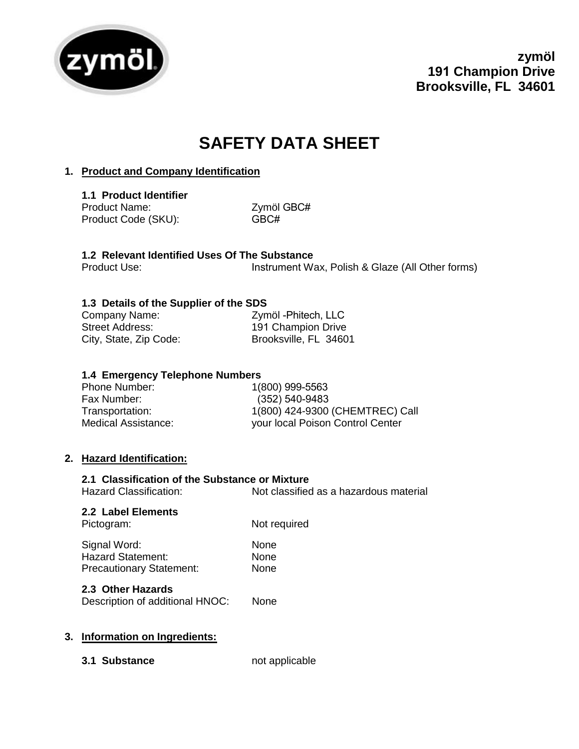**zymöl**
**191 Champion Drive**
**Brooksville, FL 34601**

# SAFETY DATA SHEET

## 1. Product and Company Identification

### 1.1 Product Identifier

| | |
|---|---|
| Product Name: | Zymöl GBC# |
| Product Code (SKU): | GBC# |

### 1.2 Relevant Identified Uses Of The Substance

| | |
|---|---|
| Product Use: | Instrument Wax, Polish & Glaze (All Other forms) |

### 1.3 Details of the Supplier of the SDS

| | |
|---|---|
| Company Name: | Zymöl -Phitech, LLC |
| Street Address: | 191 Champion Drive |
| City, State, Zip Code: | Brooksville, FL 34601 |

### 1.4 Emergency Telephone Numbers

| | |
|---|---|
| Phone Number: | 1(800) 999-5563 |
| Fax Number: | (352) 540-9483 |
| Transportation: | 1(800) 424-9300 (CHEMTREC) Call |
| Medical Assistance: | your local Poison Control Center |

## 2. Hazard Identification:

### 2.1 Classification of the Substance or Mixture

| | |
|---|---|
| Hazard Classification: | Not classified as a hazardous material |

### 2.2 Label Elements

| | |
|---|---|
| Pictogram: | Not required |
| Signal Word: | None |
| Hazard Statement: | None |
| Precautionary Statement: | None |

### 2.3 Other Hazards

| | |
|---|---|
| Description of additional HNOC: | None |

## 3. Information on Ingredients:

**3.1 Substance** not applicable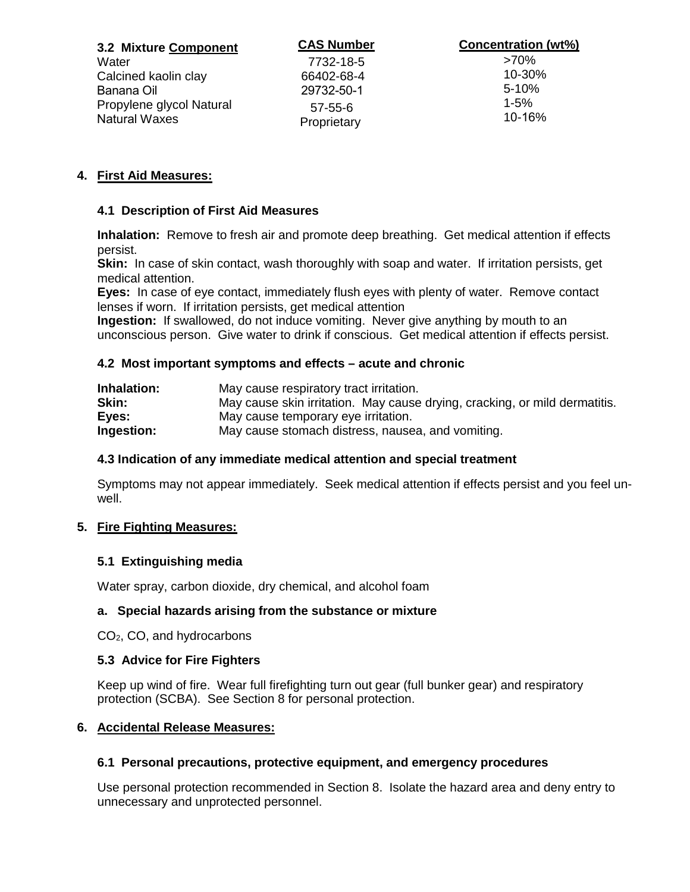| 3.2 Mixture Component | CAS Number | Concentration (wt%) |
|---|---|---|
| Water | 7732-18-5 | >70% |
| Calcined kaolin clay | 66402-68-4 | 10-30% |
| Banana Oil | 29732-50-1 | 5-10% |
| Propylene glycol Natural | 57-55-6 | 1-5% |
| Natural Waxes | Proprietary | 10-16% |

## 4. First Aid Measures:

### 4.1 Description of First Aid Measures

**Inhalation:** Remove to fresh air and promote deep breathing. Get medical attention if effects persist.
**Skin:** In case of skin contact, wash thoroughly with soap and water. If irritation persists, get medical attention.
**Eyes:** In case of eye contact, immediately flush eyes with plenty of water. Remove contact lenses if worn. If irritation persists, get medical attention
**Ingestion:** If swallowed, do not induce vomiting. Never give anything by mouth to an unconscious person. Give water to drink if conscious. Get medical attention if effects persist.

### 4.2 Most important symptoms and effects – acute and chronic

**Inhalation:** May cause respiratory tract irritation.
**Skin:** May cause skin irritation. May cause drying, cracking, or mild dermatitis.
**Eyes:** May cause temporary eye irritation.
**Ingestion:** May cause stomach distress, nausea, and vomiting.

### 4.3 Indication of any immediate medical attention and special treatment

Symptoms may not appear immediately. Seek medical attention if effects persist and you feel unwell.

## 5. Fire Fighting Measures:

### 5.1 Extinguishing media

Water spray, carbon dioxide, dry chemical, and alcohol foam

### a. Special hazards arising from the substance or mixture

$CO_2$, CO, and hydrocarbons

### 5.3 Advice for Fire Fighters

Keep up wind of fire. Wear full firefighting turn out gear (full bunker gear) and respiratory protection (SCBA). See Section 8 for personal protection.

## 6. Accidental Release Measures:

### 6.1 Personal precautions, protective equipment, and emergency procedures

Use personal protection recommended in Section 8. Isolate the hazard area and deny entry to unnecessary and unprotected personnel.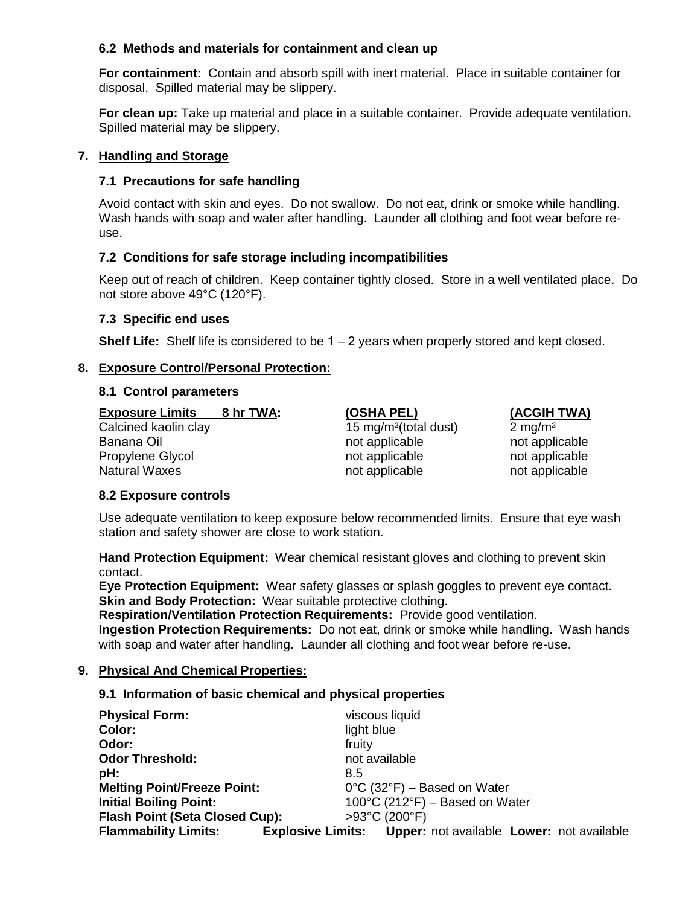### 6.2 Methods and materials for containment and clean up

**For containment:** Contain and absorb spill with inert material. Place in suitable container for disposal. Spilled material may be slippery.

**For clean up:** Take up material and place in a suitable container. Provide adequate ventilation. Spilled material may be slippery.

## 7. Handling and Storage

### 7.1 Precautions for safe handling

Avoid contact with skin and eyes. Do not swallow. Do not eat, drink or smoke while handling. Wash hands with soap and water after handling. Launder all clothing and foot wear before re-use.

### 7.2 Conditions for safe storage including incompatibilities

Keep out of reach of children. Keep container tightly closed. Store in a well ventilated place. Do not store above 49°C (120°F).

### 7.3 Specific end uses

**Shelf Life:** Shelf life is considered to be 1 – 2 years when properly stored and kept closed.

## 8. Exposure Control/Personal Protection:

### 8.1 Control parameters

| Exposure Limits 8 hr TWA: | (OSHA PEL) | (ACGIH TWA) |
|---|---|---|
| Calcined kaolin clay | 15 mg/m³(total dust) | 2 mg/m³ |
| Banana Oil | not applicable | not applicable |
| Propylene Glycol | not applicable | not applicable |
| Natural Waxes | not applicable | not applicable |

### 8.2 Exposure controls

Use adequate ventilation to keep exposure below recommended limits. Ensure that eye wash station and safety shower are close to work station.

**Hand Protection Equipment:** Wear chemical resistant gloves and clothing to prevent skin contact.
**Eye Protection Equipment:** Wear safety glasses or splash goggles to prevent eye contact.
**Skin and Body Protection:** Wear suitable protective clothing.
**Respiration/Ventilation Protection Requirements:** Provide good ventilation.
**Ingestion Protection Requirements:** Do not eat, drink or smoke while handling. Wash hands with soap and water after handling. Launder all clothing and foot wear before re-use.

## 9. Physical And Chemical Properties:

### 9.1 Information of basic chemical and physical properties

**Physical Form:** viscous liquid
**Color:** light blue
**Odor:** fruity
**Odor Threshold:** not available
**pH:** 8.5
**Melting Point/Freeze Point:** 0°C (32°F) – Based on Water
**Initial Boiling Point:** 100°C (212°F) – Based on Water
**Flash Point (Seta Closed Cup):** >93°C (200°F)
**Flammability Limits:** **Explosive Limits:** **Upper:** not available **Lower:** not available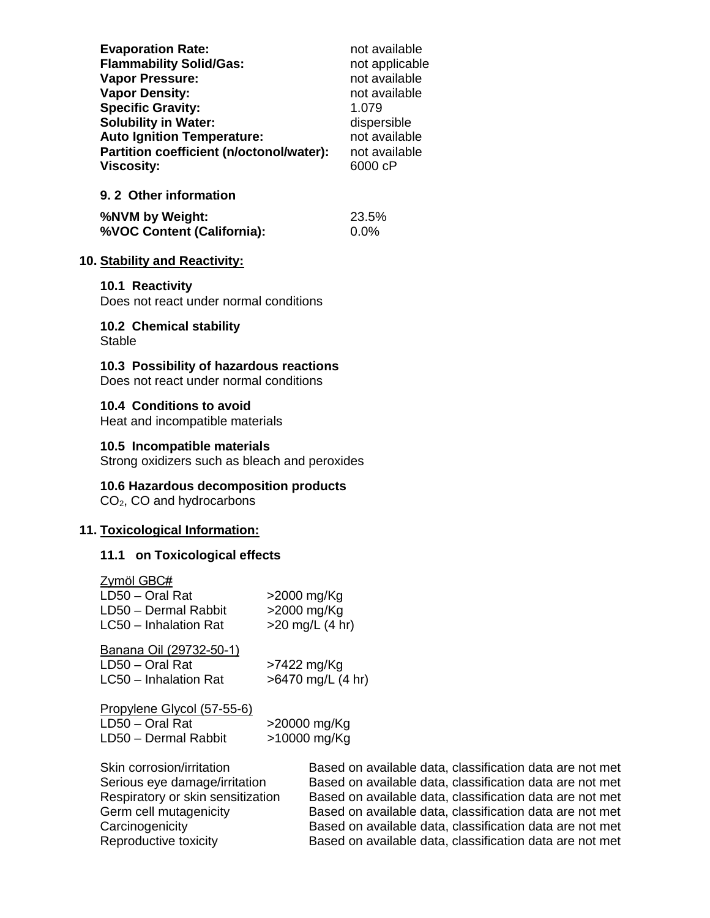| | |
|---|---|
| **Evaporation Rate:** | not available |
| **Flammability Solid/Gas:** | not applicable |
| **Vapor Pressure:** | not available |
| **Vapor Density:** | not available |
| **Specific Gravity:** | 1.079 |
| **Solubility in Water:** | dispersible |
| **Auto Ignition Temperature:** | not available |
| **Partition coefficient (n/octonol/water):** | not available |
| **Viscosity:** | 6000 cP |

### 9. 2 Other information

| | |
|---|---|
| **%NVM by Weight:** | 23.5% |
| **%VOC Content (California):** | 0.0% |

## 10. Stability and Reactivity:

### 10.1 Reactivity
Does not react under normal conditions

### 10.2 Chemical stability
Stable

### 10.3 Possibility of hazardous reactions
Does not react under normal conditions

### 10.4 Conditions to avoid
Heat and incompatible materials

### 10.5 Incompatible materials
Strong oxidizers such as bleach and peroxides

### 10.6 Hazardous decomposition products
$CO_2$, CO and hydrocarbons

## 11. Toxicological Information:

### 11.1 on Toxicological effects

Zymöl GBC#

| | |
|---|---|
| LD50 – Oral Rat | >2000 mg/Kg |
| LD50 – Dermal Rabbit | >2000 mg/Kg |
| LC50 – Inhalation Rat | >20 mg/L (4 hr) |

Banana Oil (29732-50-1)

| | |
|---|---|
| LD50 – Oral Rat | >7422 mg/Kg |
| LC50 – Inhalation Rat | >6470 mg/L (4 hr) |

Propylene Glycol (57-55-6)

| | |
|---|---|
| LD50 – Oral Rat | >20000 mg/Kg |
| LD50 – Dermal Rabbit | >10000 mg/Kg |

| | |
|---|---|
| Skin corrosion/irritation | Based on available data, classification data are not met |
| Serious eye damage/irritation | Based on available data, classification data are not met |
| Respiratory or skin sensitization | Based on available data, classification data are not met |
| Germ cell mutagenicity | Based on available data, classification data are not met |
| Carcinogenicity | Based on available data, classification data are not met |
| Reproductive toxicity | Based on available data, classification data are not met |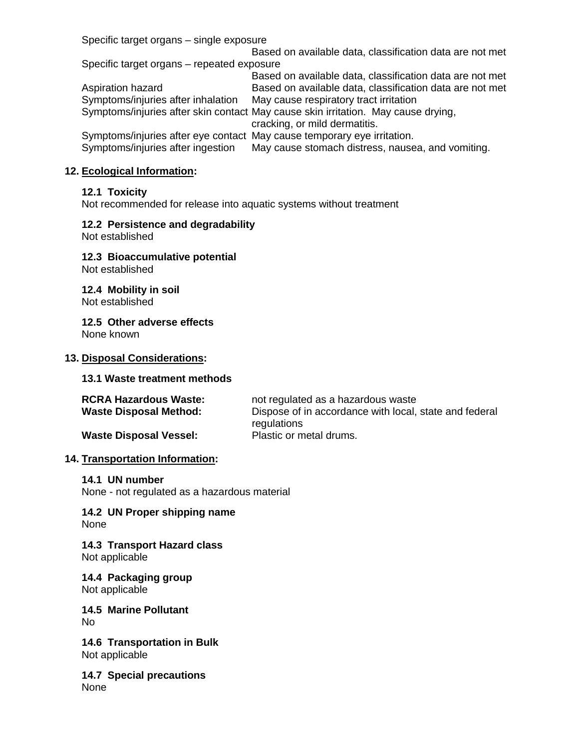| | |
|---|---|
| Specific target organs – single exposure | Based on available data, classification data are not met |
| Specific target organs – repeated exposure | Based on available data, classification data are not met |
| Aspiration hazard | Based on available data, classification data are not met |
| Symptoms/injuries after inhalation | May cause respiratory tract irritation |
| Symptoms/injuries after skin contact | May cause skin irritation. May cause drying, cracking, or mild dermatitis. |
| Symptoms/injuries after eye contact | May cause temporary eye irritation. |
| Symptoms/injuries after ingestion | May cause stomach distress, nausea, and vomiting. |

## 12. Ecological Information:

**12.1 Toxicity**
Not recommended for release into aquatic systems without treatment

**12.2 Persistence and degradability**
Not established

**12.3 Bioaccumulative potential**
Not established

**12.4 Mobility in soil**
Not established

**12.5 Other adverse effects**
None known

## 13. Disposal Considerations:

**13.1 Waste treatment methods**

| | |
|---|---|
| **RCRA Hazardous Waste:** | not regulated as a hazardous waste |
| **Waste Disposal Method:** | Dispose of in accordance with local, state and federal regulations |
| **Waste Disposal Vessel:** | Plastic or metal drums. |

## 14. Transportation Information:

**14.1 UN number**
None - not regulated as a hazardous material

**14.2 UN Proper shipping name**
None

**14.3 Transport Hazard class**
Not applicable

**14.4 Packaging group**
Not applicable

**14.5 Marine Pollutant**
No

**14.6 Transportation in Bulk**
Not applicable

**14.7 Special precautions**
None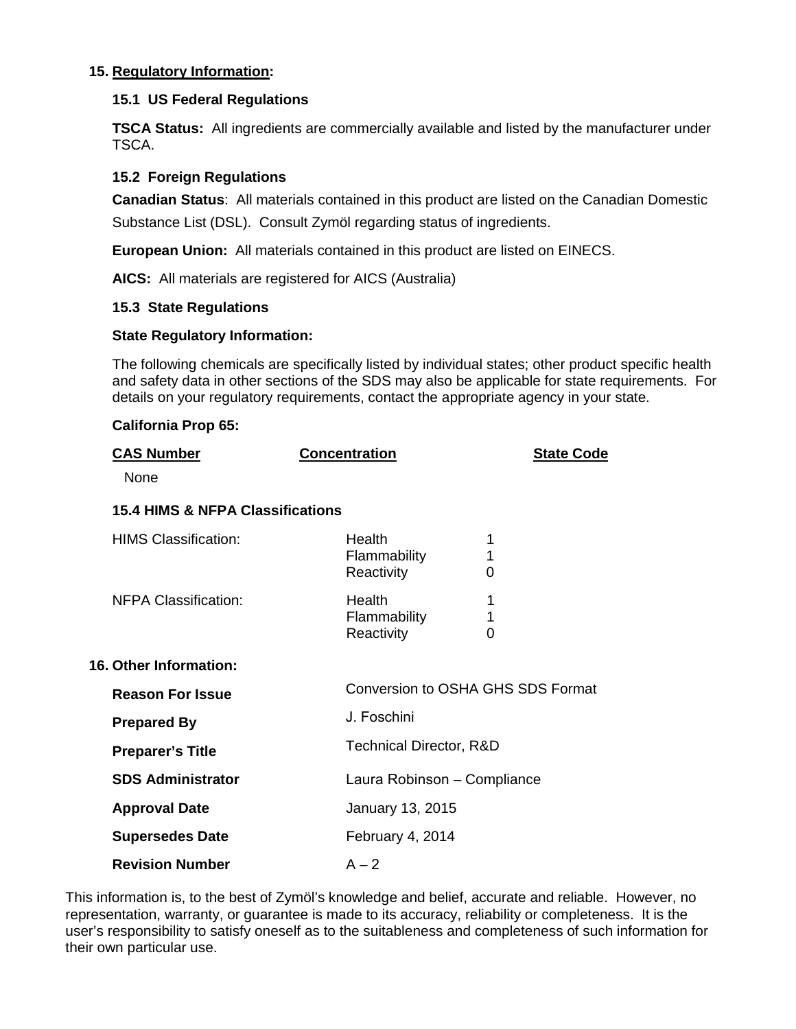## 15. Regulatory Information:

### 15.1 US Federal Regulations

**TSCA Status:** All ingredients are commercially available and listed by the manufacturer under TSCA.

### 15.2 Foreign Regulations

**Canadian Status**: All materials contained in this product are listed on the Canadian Domestic Substance List (DSL). Consult Zymöl regarding status of ingredients.

**European Union:** All materials contained in this product are listed on EINECS.

**AICS:** All materials are registered for AICS (Australia)

### 15.3 State Regulations

**State Regulatory Information:**

The following chemicals are specifically listed by individual states; other product specific health and safety data in other sections of the SDS may also be applicable for state requirements. For details on your regulatory requirements, contact the appropriate agency in your state.

**California Prop 65:**

| CAS Number | Concentration | State Code |
|---|---|---|
| None | | |

### 15.4 HIMS & NFPA Classifications

| | | |
|---|---|---|
| HIMS Classification: | Health | 1 |
| | Flammability | 1 |
| | Reactivity | 0 |
| NFPA Classification: | Health | 1 |
| | Flammability | 1 |
| | Reactivity | 0 |

## 16. Other Information:

| | |
|---|---|
| **Reason For Issue** | Conversion to OSHA GHS SDS Format |
| **Prepared By** | J. Foschini |
| **Preparer's Title** | Technical Director, R&D |
| **SDS Administrator** | Laura Robinson – Compliance |
| **Approval Date** | January 13, 2015 |
| **Supersedes Date** | February 4, 2014 |
| **Revision Number** | A – 2 |

This information is, to the best of Zymöl's knowledge and belief, accurate and reliable. However, no representation, warranty, or guarantee is made to its accuracy, reliability or completeness. It is the user's responsibility to satisfy oneself as to the suitableness and completeness of such information for their own particular use.